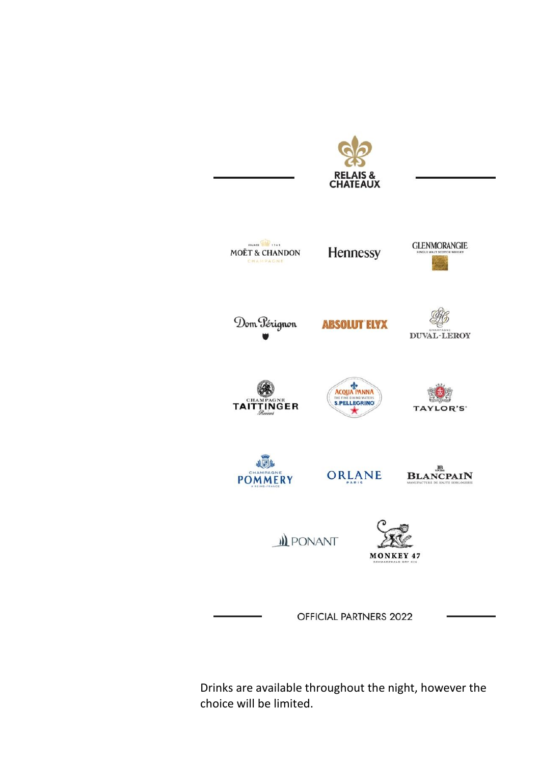RELAIS & CHATEAUX

MOËT & CHANDON

Hennessy

GLENMORANGIE

Dom Pérignon

ABSOLUT ELYX

DUVAL-LEROY

TAITTINGER

ACQUA PANNA S.PELLEGRINO

TAYLOR'S

POMMERY

ORLANE

BLANCPAIN

PONANT

MONKEY 47

OFFICIAL PARTNERS 2022

Drinks are available throughout the night, however the choice will be limited.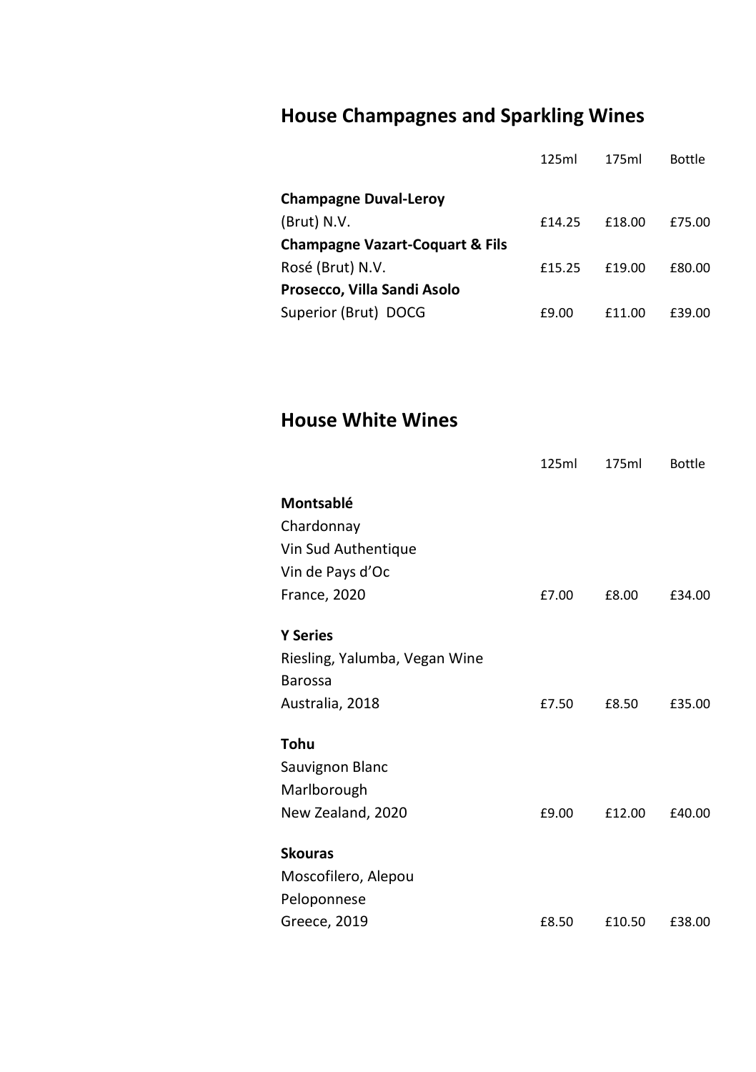## House Champagnes and Sparkling Wines

| | 125ml | 175ml | Bottle |
|---|---|---|---|
| **Champagne Duval-Leroy**<br>(Brut) N.V. | £14.25 | £18.00 | £75.00 |
| **Champagne Vazart-Coquart & Fils**<br>Rosé (Brut) N.V. | £15.25 | £19.00 | £80.00 |
| **Prosecco, Villa Sandi Asolo**<br>Superior (Brut) DOCG | £9.00 | £11.00 | £39.00 |

## House White Wines

| | 125ml | 175ml | Bottle |
|---|---|---|---|
| **Montsablé**<br>Chardonnay<br>Vin Sud Authentique<br>Vin de Pays d'Oc<br>France, 2020 | £7.00 | £8.00 | £34.00 |
| **Y Series**<br>Riesling, Yalumba, Vegan Wine<br>Barossa<br>Australia, 2018 | £7.50 | £8.50 | £35.00 |
| **Tohu**<br>Sauvignon Blanc<br>Marlborough<br>New Zealand, 2020 | £9.00 | £12.00 | £40.00 |
| **Skouras**<br>Moscofilero, Alepou<br>Peloponnese<br>Greece, 2019 | £8.50 | £10.50 | £38.00 |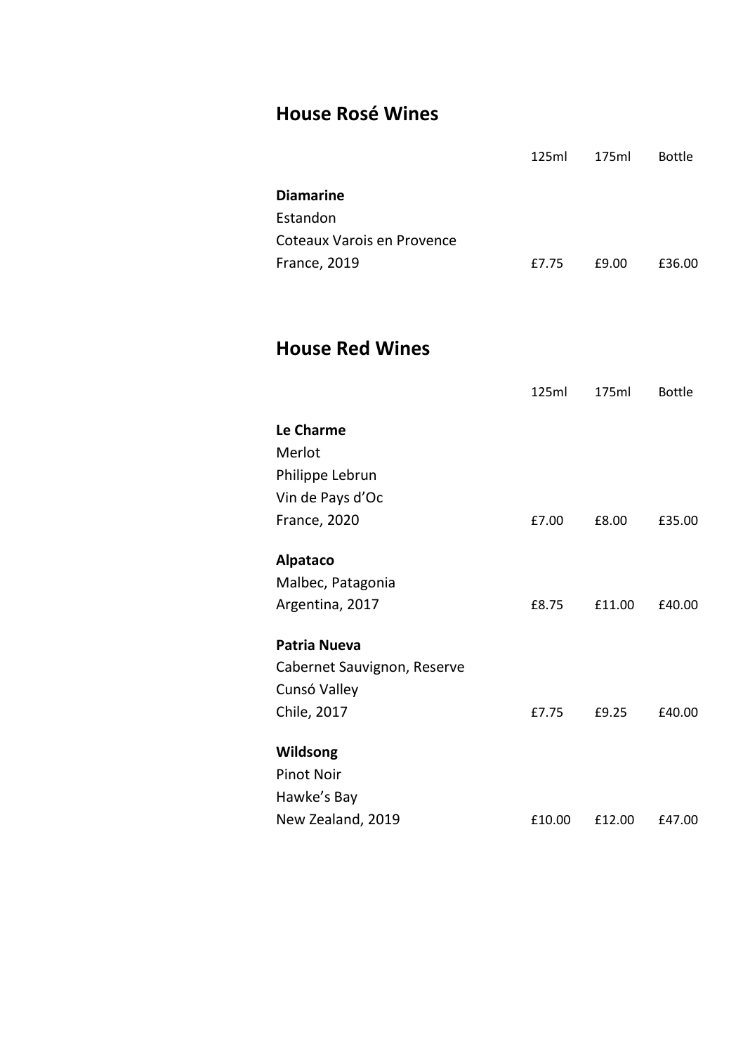## House Rosé Wines

| | 125ml | 175ml | Bottle |
|---|---|---|---|
| **Diamarine**<br>Estandon<br>Coteaux Varois en Provence<br>France, 2019 | £7.75 | £9.00 | £36.00 |

## House Red Wines

| | 125ml | 175ml | Bottle |
|---|---|---|---|
| **Le Charme**<br>Merlot<br>Philippe Lebrun<br>Vin de Pays d'Oc<br>France, 2020 | £7.00 | £8.00 | £35.00 |
| **Alpataco**<br>Malbec, Patagonia<br>Argentina, 2017 | £8.75 | £11.00 | £40.00 |
| **Patria Nueva**<br>Cabernet Sauvignon, Reserve<br>Cunsó Valley<br>Chile, 2017 | £7.75 | £9.25 | £40.00 |
| **Wildsong**<br>Pinot Noir<br>Hawke's Bay<br>New Zealand, 2019 | £10.00 | £12.00 | £47.00 |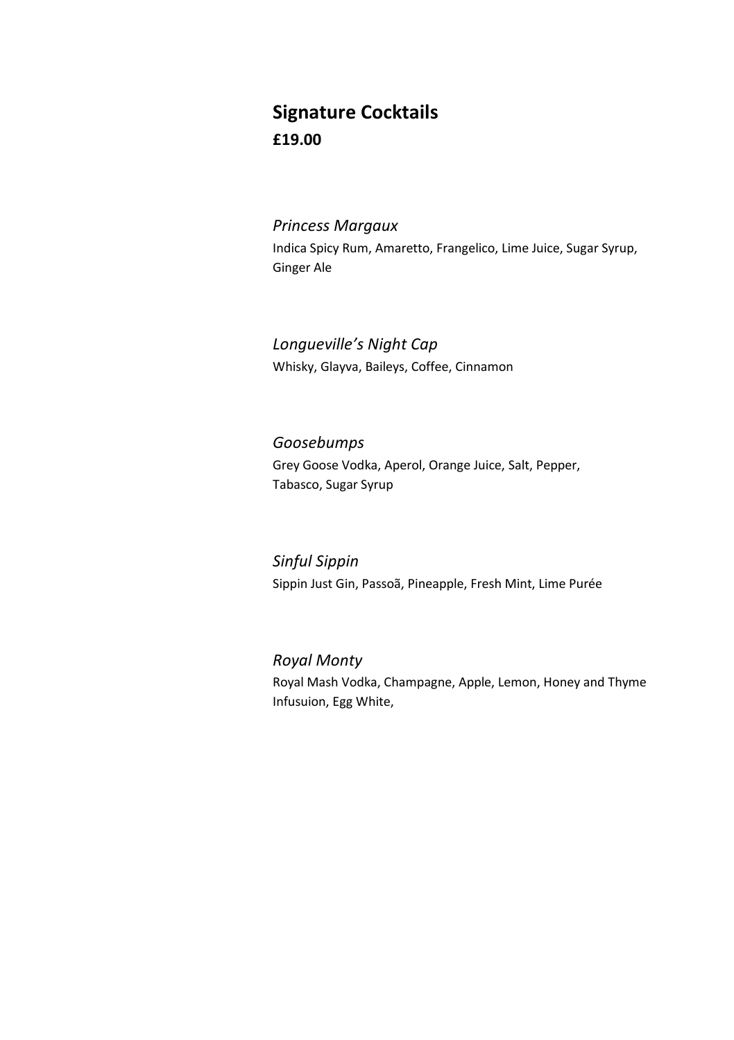## Signature Cocktails

**£19.00**

*Princess Margaux*

Indica Spicy Rum, Amaretto, Frangelico, Lime Juice, Sugar Syrup, Ginger Ale

*Longueville's Night Cap*

Whisky, Glayva, Baileys, Coffee, Cinnamon

*Goosebumps*

Grey Goose Vodka, Aperol, Orange Juice, Salt, Pepper, Tabasco, Sugar Syrup

*Sinful Sippin*

Sippin Just Gin, Passoã, Pineapple, Fresh Mint, Lime Purée

*Royal Monty*

Royal Mash Vodka, Champagne, Apple, Lemon, Honey and Thyme Infusuion, Egg White,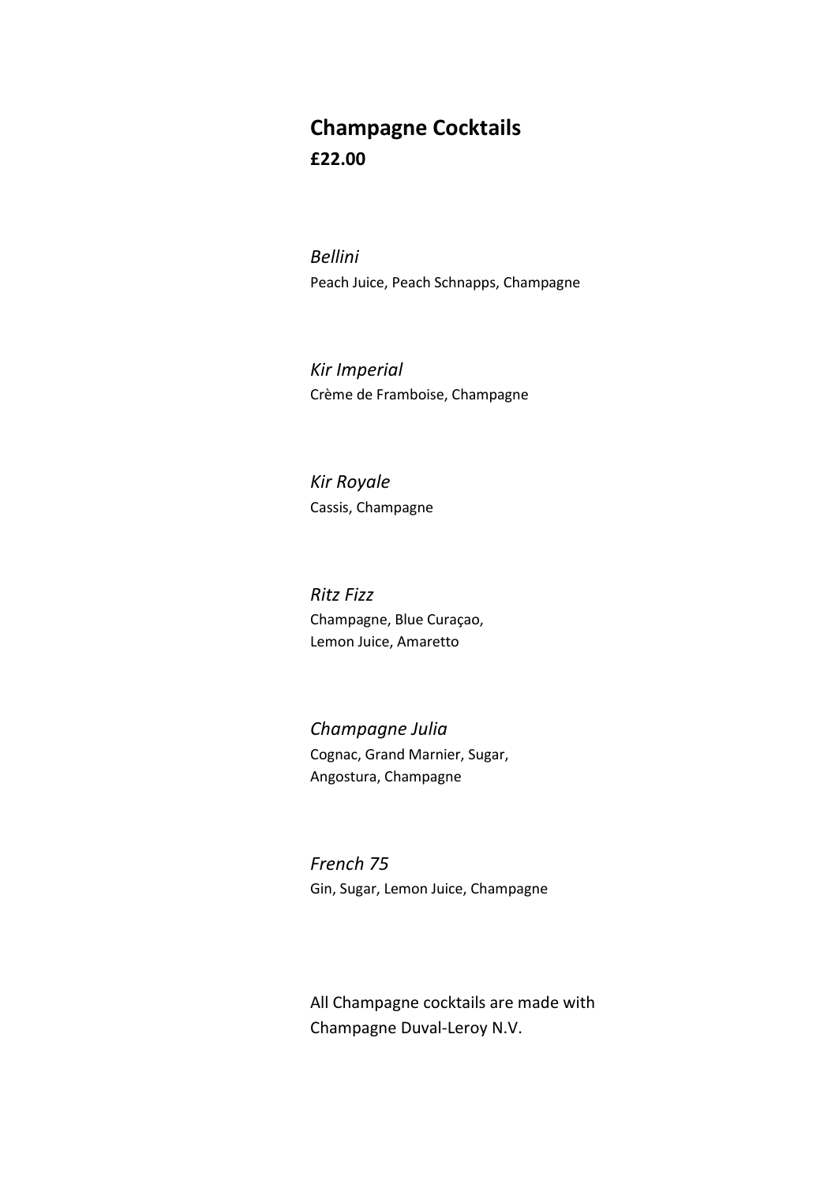## Champagne Cocktails

**£22.00**

*Bellini*
Peach Juice, Peach Schnapps, Champagne

*Kir Imperial*
Crème de Framboise, Champagne

*Kir Royale*
Cassis, Champagne

*Ritz Fizz*
Champagne, Blue Curaçao,
Lemon Juice, Amaretto

*Champagne Julia*
Cognac, Grand Marnier, Sugar,
Angostura, Champagne

*French 75*
Gin, Sugar, Lemon Juice, Champagne

All Champagne cocktails are made with Champagne Duval-Leroy N.V.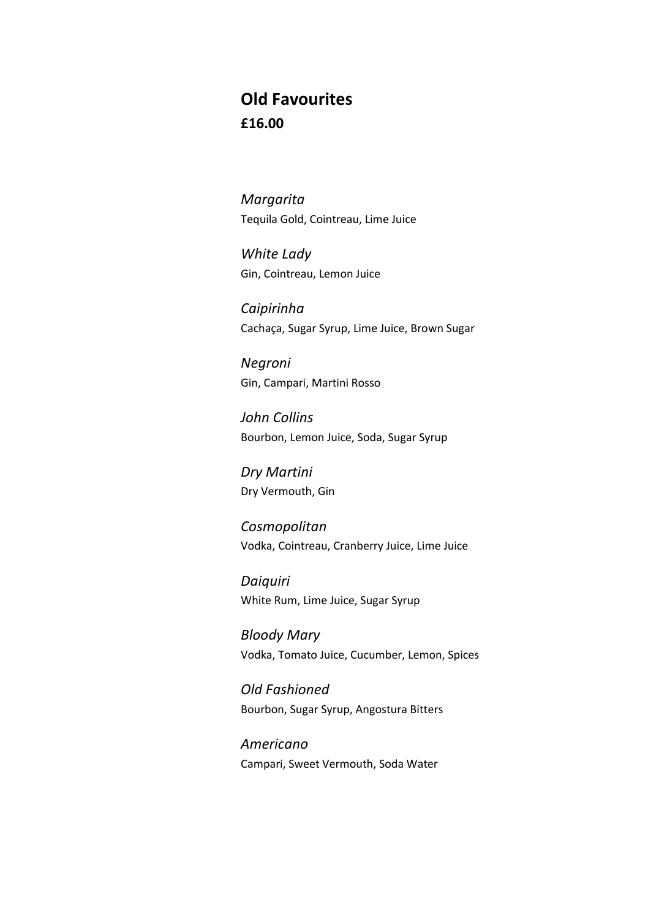## Old Favourites

**£16.00**

*Margarita*
Tequila Gold, Cointreau, Lime Juice

*White Lady*
Gin, Cointreau, Lemon Juice

*Caipirinha*
Cachaça, Sugar Syrup, Lime Juice, Brown Sugar

*Negroni*
Gin, Campari, Martini Rosso

*John Collins*
Bourbon, Lemon Juice, Soda, Sugar Syrup

*Dry Martini*
Dry Vermouth, Gin

*Cosmopolitan*
Vodka, Cointreau, Cranberry Juice, Lime Juice

*Daiquiri*
White Rum, Lime Juice, Sugar Syrup

*Bloody Mary*
Vodka, Tomato Juice, Cucumber, Lemon, Spices

*Old Fashioned*
Bourbon, Sugar Syrup, Angostura Bitters

*Americano*
Campari, Sweet Vermouth, Soda Water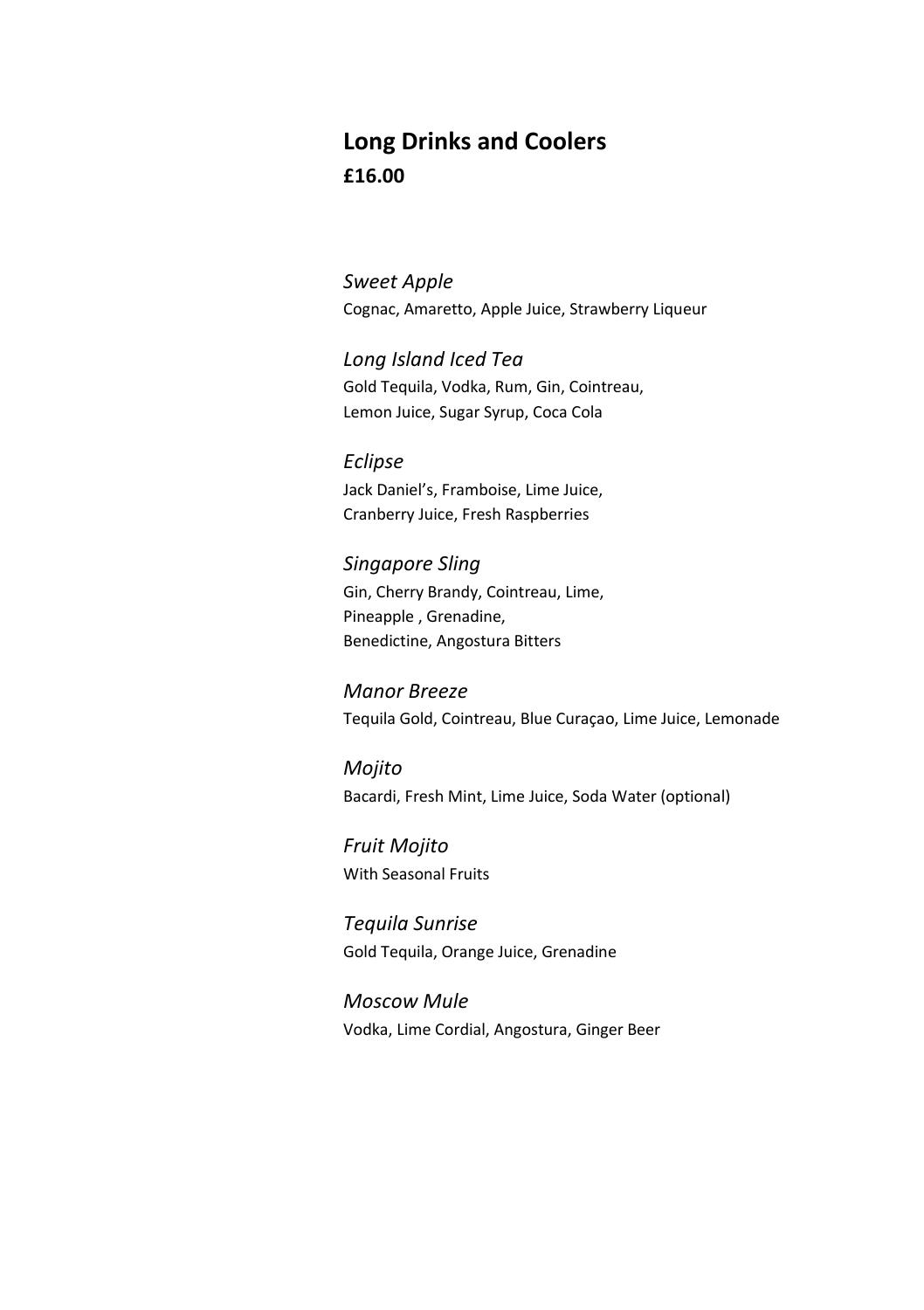## Long Drinks and Coolers

**£16.00**

*Sweet Apple*
Cognac, Amaretto, Apple Juice, Strawberry Liqueur

*Long Island Iced Tea*
Gold Tequila, Vodka, Rum, Gin, Cointreau,
Lemon Juice, Sugar Syrup, Coca Cola

*Eclipse*
Jack Daniel's, Framboise, Lime Juice,
Cranberry Juice, Fresh Raspberries

*Singapore Sling*
Gin, Cherry Brandy, Cointreau, Lime,
Pineapple , Grenadine,
Benedictine, Angostura Bitters

*Manor Breeze*
Tequila Gold, Cointreau, Blue Curaçao, Lime Juice, Lemonade

*Mojito*
Bacardi, Fresh Mint, Lime Juice, Soda Water (optional)

*Fruit Mojito*
With Seasonal Fruits

*Tequila Sunrise*
Gold Tequila, Orange Juice, Grenadine

*Moscow Mule*
Vodka, Lime Cordial, Angostura, Ginger Beer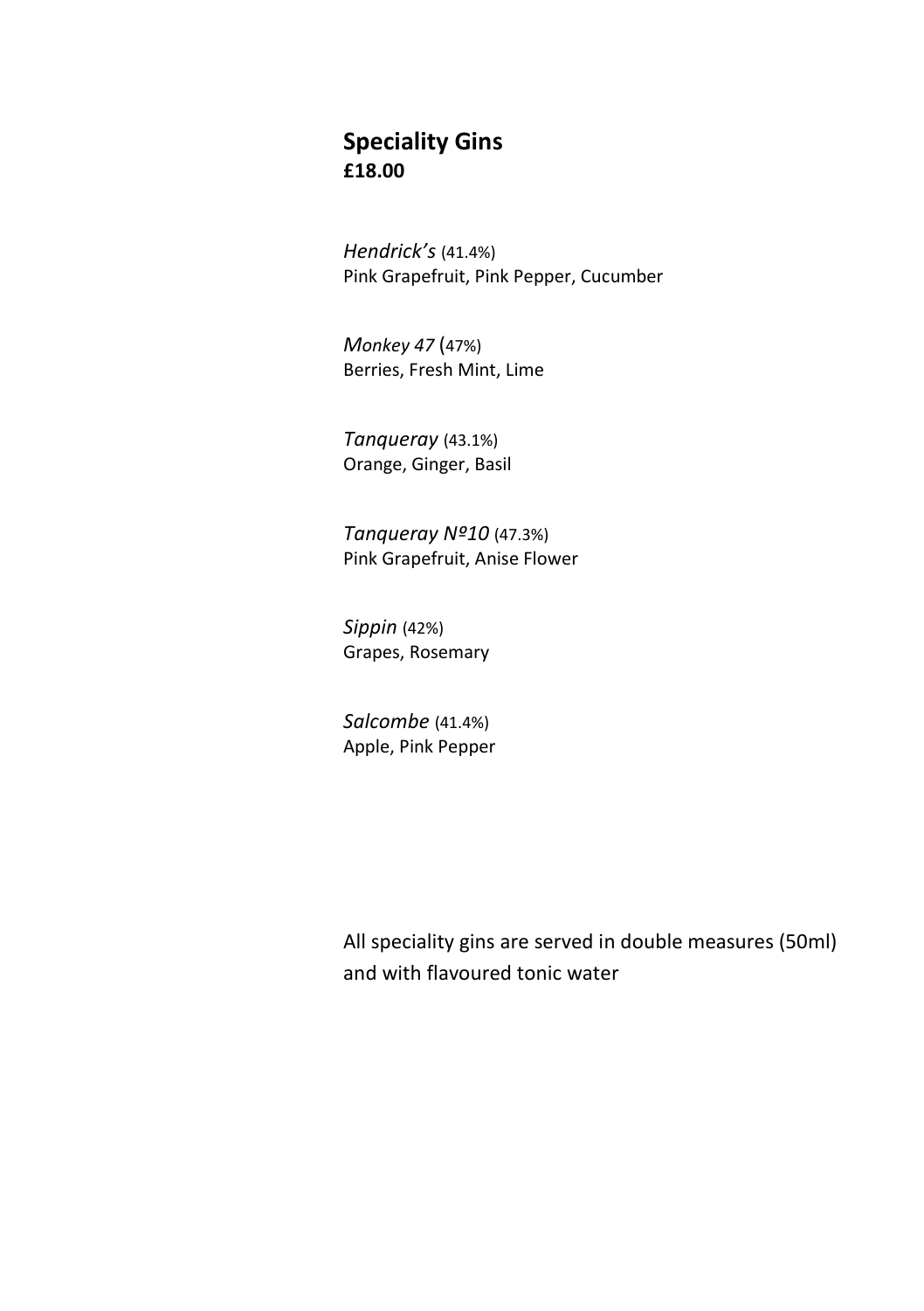## Speciality Gins
**£18.00**

*Hendrick's* (41.4%)
Pink Grapefruit, Pink Pepper, Cucumber

*Monkey 47* (47%)
Berries, Fresh Mint, Lime

*Tanqueray* (43.1%)
Orange, Ginger, Basil

*Tanqueray Nº10* (47.3%)
Pink Grapefruit, Anise Flower

*Sippin* (42%)
Grapes, Rosemary

*Salcombe* (41.4%)
Apple, Pink Pepper

All speciality gins are served in double measures (50ml) and with flavoured tonic water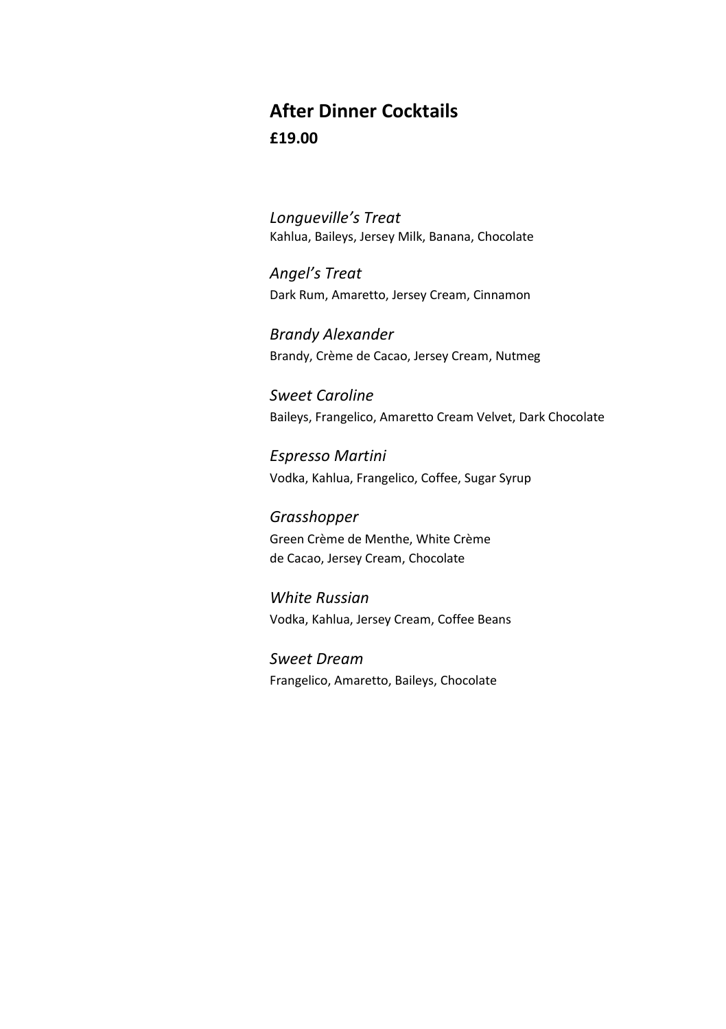## After Dinner Cocktails

**£19.00**

*Longueville's Treat*
Kahlua, Baileys, Jersey Milk, Banana, Chocolate

*Angel's Treat*
Dark Rum, Amaretto, Jersey Cream, Cinnamon

*Brandy Alexander*
Brandy, Crème de Cacao, Jersey Cream, Nutmeg

*Sweet Caroline*
Baileys, Frangelico, Amaretto Cream Velvet, Dark Chocolate

*Espresso Martini*
Vodka, Kahlua, Frangelico, Coffee, Sugar Syrup

*Grasshopper*
Green Crème de Menthe, White Crème de Cacao, Jersey Cream, Chocolate

*White Russian*
Vodka, Kahlua, Jersey Cream, Coffee Beans

*Sweet Dream*
Frangelico, Amaretto, Baileys, Chocolate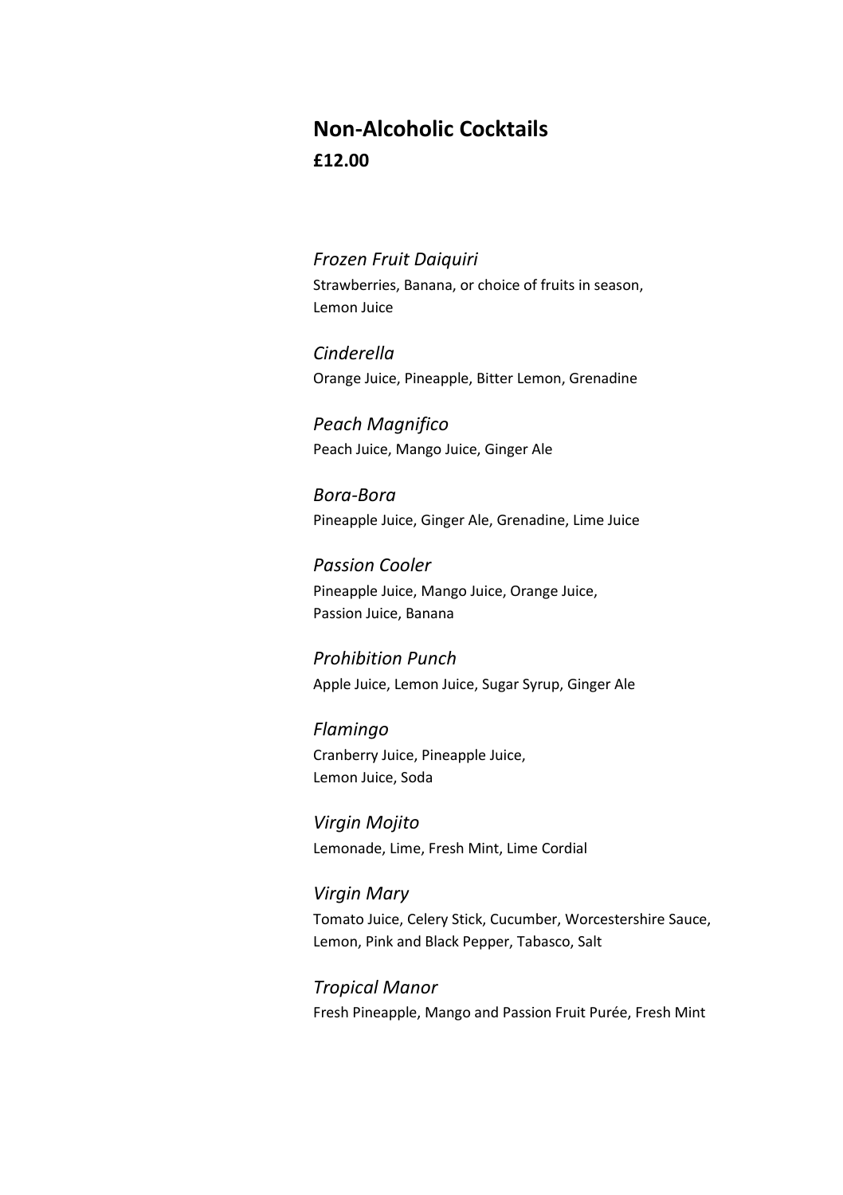## Non-Alcoholic Cocktails

**£12.00**

*Frozen Fruit Daiquiri*
Strawberries, Banana, or choice of fruits in season, Lemon Juice

*Cinderella*
Orange Juice, Pineapple, Bitter Lemon, Grenadine

*Peach Magnifico*
Peach Juice, Mango Juice, Ginger Ale

*Bora-Bora*
Pineapple Juice, Ginger Ale, Grenadine, Lime Juice

*Passion Cooler*
Pineapple Juice, Mango Juice, Orange Juice, Passion Juice, Banana

*Prohibition Punch*
Apple Juice, Lemon Juice, Sugar Syrup, Ginger Ale

*Flamingo*
Cranberry Juice, Pineapple Juice, Lemon Juice, Soda

*Virgin Mojito*
Lemonade, Lime, Fresh Mint, Lime Cordial

*Virgin Mary*
Tomato Juice, Celery Stick, Cucumber, Worcestershire Sauce, Lemon, Pink and Black Pepper, Tabasco, Salt

*Tropical Manor*
Fresh Pineapple, Mango and Passion Fruit Purée, Fresh Mint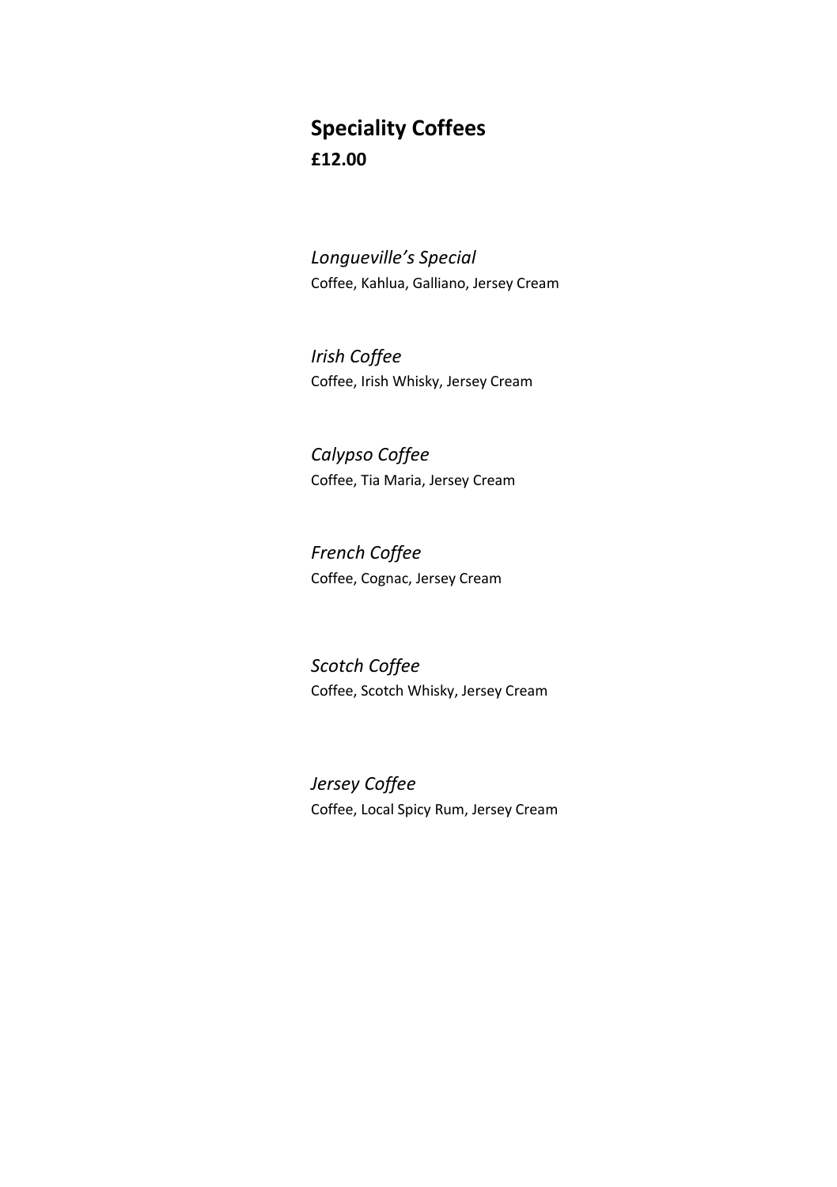## Speciality Coffees

**£12.00**

*Longueville's Special*
Coffee, Kahlua, Galliano, Jersey Cream

*Irish Coffee*
Coffee, Irish Whisky, Jersey Cream

*Calypso Coffee*
Coffee, Tia Maria, Jersey Cream

*French Coffee*
Coffee, Cognac, Jersey Cream

*Scotch Coffee*
Coffee, Scotch Whisky, Jersey Cream

*Jersey Coffee*
Coffee, Local Spicy Rum, Jersey Cream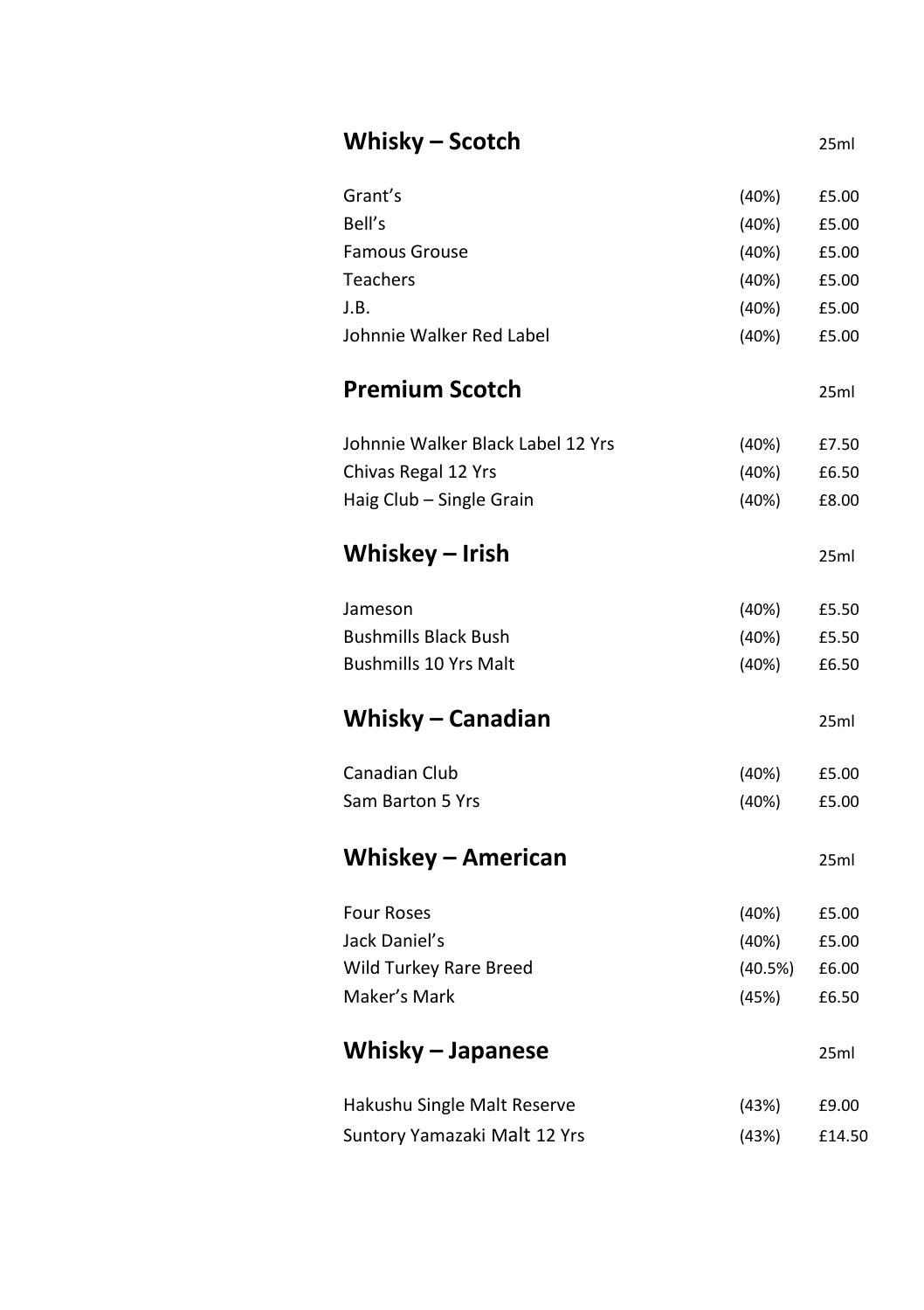## Whisky – Scotch

| | | 25ml |
|---|---|---|
| Grant's | (40%) | £5.00 |
| Bell's | (40%) | £5.00 |
| Famous Grouse | (40%) | £5.00 |
| Teachers | (40%) | £5.00 |
| J.B. | (40%) | £5.00 |
| Johnnie Walker Red Label | (40%) | £5.00 |

## Premium Scotch

| | | 25ml |
|---|---|---|
| Johnnie Walker Black Label 12 Yrs | (40%) | £7.50 |
| Chivas Regal 12 Yrs | (40%) | £6.50 |
| Haig Club – Single Grain | (40%) | £8.00 |

## Whiskey – Irish

| | | 25ml |
|---|---|---|
| Jameson | (40%) | £5.50 |
| Bushmills Black Bush | (40%) | £5.50 |
| Bushmills 10 Yrs Malt | (40%) | £6.50 |

## Whisky – Canadian

| | | 25ml |
|---|---|---|
| Canadian Club | (40%) | £5.00 |
| Sam Barton 5 Yrs | (40%) | £5.00 |

## Whiskey – American

| | | 25ml |
|---|---|---|
| Four Roses | (40%) | £5.00 |
| Jack Daniel's | (40%) | £5.00 |
| Wild Turkey Rare Breed | (40.5%) | £6.00 |
| Maker's Mark | (45%) | £6.50 |

## Whisky – Japanese

| | | 25ml |
|---|---|---|
| Hakushu Single Malt Reserve | (43%) | £9.00 |
| Suntory Yamazaki Malt 12 Yrs | (43%) | £14.50 |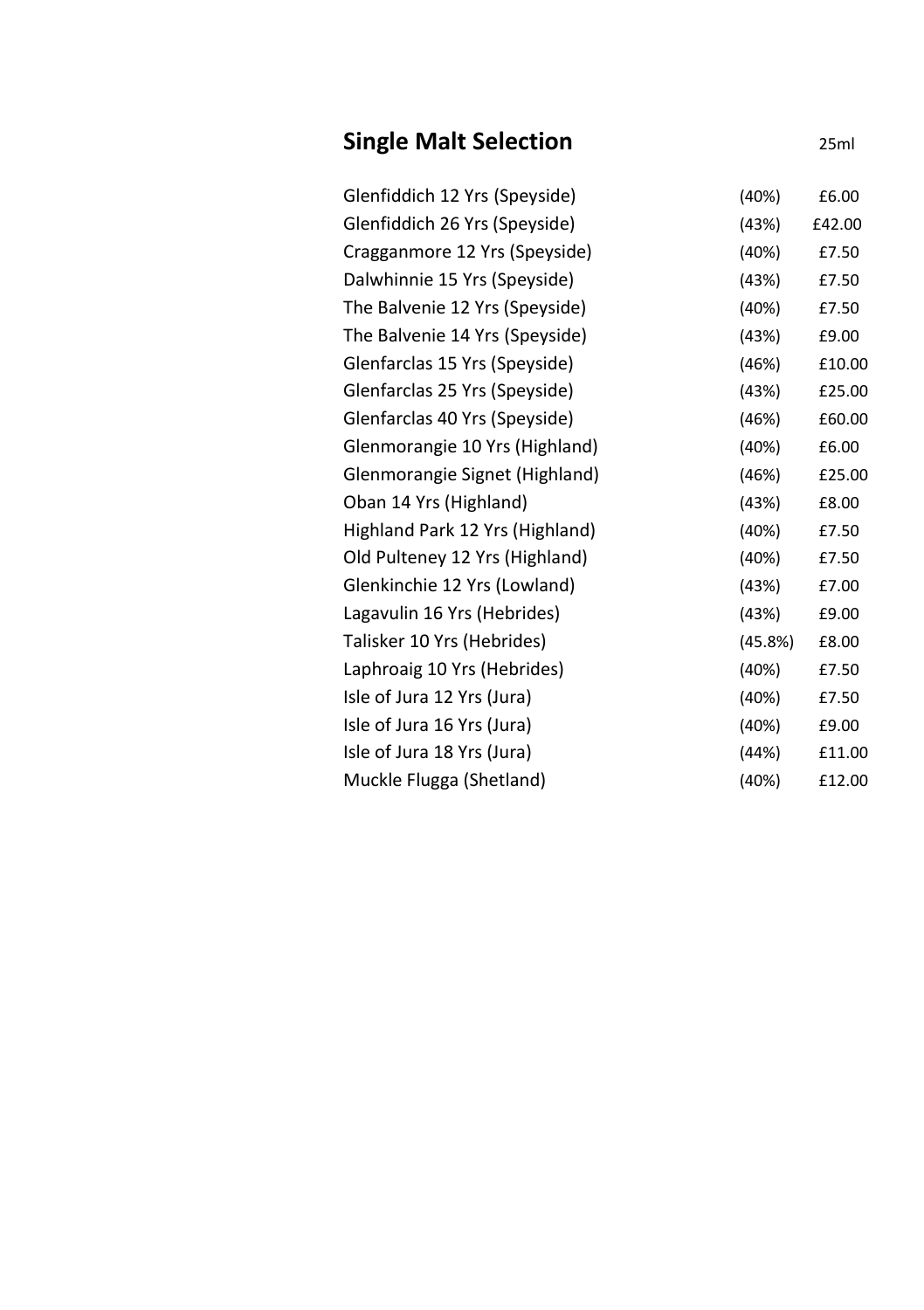## Single Malt Selection

| | | 25ml |
|---|---|---|
| Glenfiddich 12 Yrs (Speyside) | (40%) | £6.00 |
| Glenfiddich 26 Yrs (Speyside) | (43%) | £42.00 |
| Cragganmore 12 Yrs (Speyside) | (40%) | £7.50 |
| Dalwhinnie 15 Yrs (Speyside) | (43%) | £7.50 |
| The Balvenie 12 Yrs (Speyside) | (40%) | £7.50 |
| The Balvenie 14 Yrs (Speyside) | (43%) | £9.00 |
| Glenfarclas 15 Yrs (Speyside) | (46%) | £10.00 |
| Glenfarclas 25 Yrs (Speyside) | (43%) | £25.00 |
| Glenfarclas 40 Yrs (Speyside) | (46%) | £60.00 |
| Glenmorangie 10 Yrs (Highland) | (40%) | £6.00 |
| Glenmorangie Signet (Highland) | (46%) | £25.00 |
| Oban 14 Yrs (Highland) | (43%) | £8.00 |
| Highland Park 12 Yrs (Highland) | (40%) | £7.50 |
| Old Pulteney 12 Yrs (Highland) | (40%) | £7.50 |
| Glenkinchie 12 Yrs (Lowland) | (43%) | £7.00 |
| Lagavulin 16 Yrs (Hebrides) | (43%) | £9.00 |
| Talisker 10 Yrs (Hebrides) | (45.8%) | £8.00 |
| Laphroaig 10 Yrs (Hebrides) | (40%) | £7.50 |
| Isle of Jura 12 Yrs (Jura) | (40%) | £7.50 |
| Isle of Jura 16 Yrs (Jura) | (40%) | £9.00 |
| Isle of Jura 18 Yrs (Jura) | (44%) | £11.00 |
| Muckle Flugga (Shetland) | (40%) | £12.00 |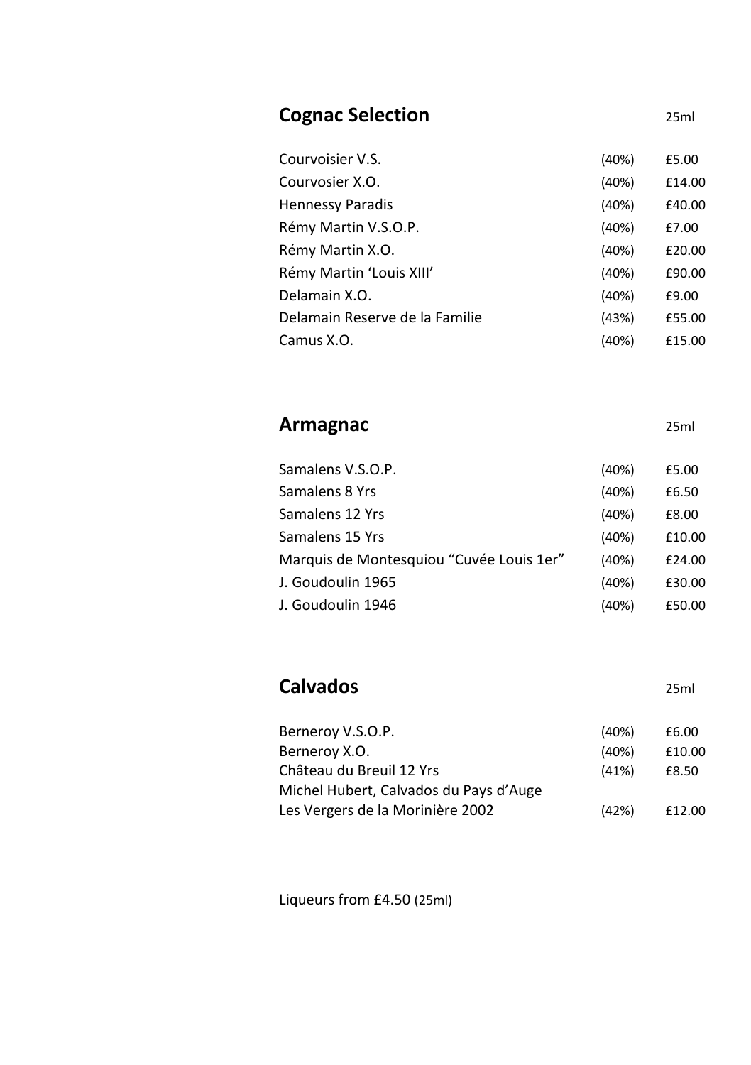## Cognac Selection

| | | 25ml |
|---|---|---|
| Courvoisier V.S. | (40%) | £5.00 |
| Courvosier X.O. | (40%) | £14.00 |
| Hennessy Paradis | (40%) | £40.00 |
| Rémy Martin V.S.O.P. | (40%) | £7.00 |
| Rémy Martin X.O. | (40%) | £20.00 |
| Rémy Martin 'Louis XIII' | (40%) | £90.00 |
| Delamain X.O. | (40%) | £9.00 |
| Delamain Reserve de la Familie | (43%) | £55.00 |
| Camus X.O. | (40%) | £15.00 |

## Armagnac

| | | 25ml |
|---|---|---|
| Samalens V.S.O.P. | (40%) | £5.00 |
| Samalens 8 Yrs | (40%) | £6.50 |
| Samalens 12 Yrs | (40%) | £8.00 |
| Samalens 15 Yrs | (40%) | £10.00 |
| Marquis de Montesquiou "Cuvée Louis 1er" | (40%) | £24.00 |
| J. Goudoulin 1965 | (40%) | £30.00 |
| J. Goudoulin 1946 | (40%) | £50.00 |

## Calvados

| | | 25ml |
|---|---|---|
| Berneroy V.S.O.P. | (40%) | £6.00 |
| Berneroy X.O. | (40%) | £10.00 |
| Château du Breuil 12 Yrs | (41%) | £8.50 |
| Michel Hubert, Calvados du Pays d'Auge Les Vergers de la Morinière 2002 | (42%) | £12.00 |

Liqueurs from £4.50 (25ml)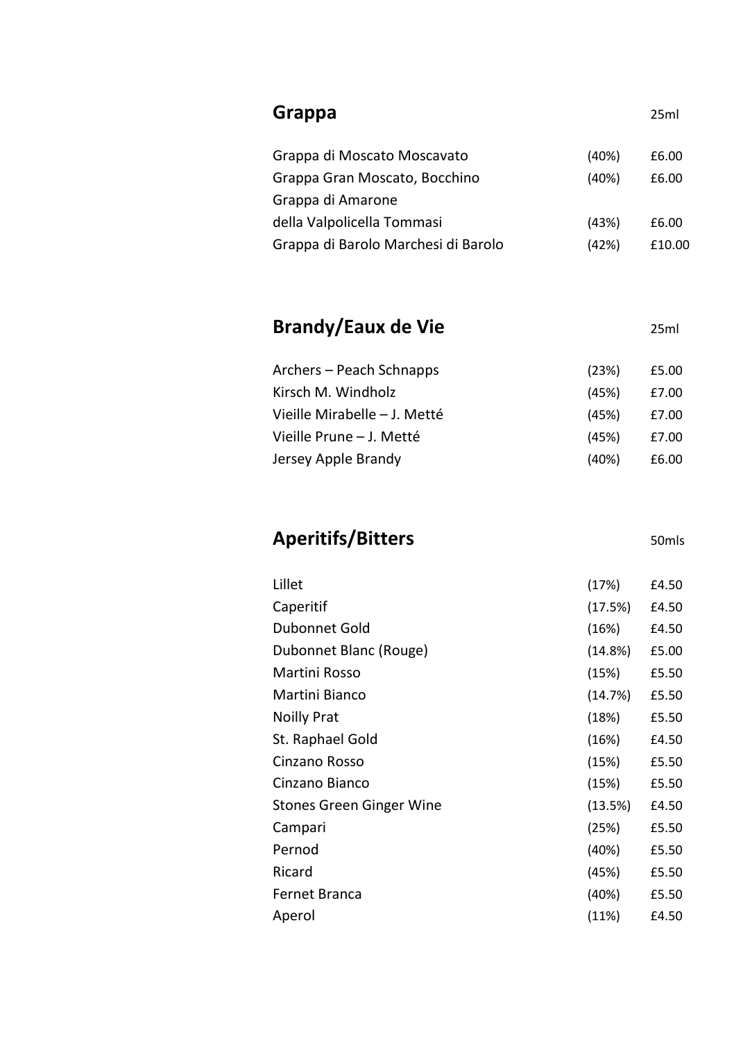## Grappa

| Grappa | | 25ml |
|---|---|---|
| Grappa di Moscato Moscavato | (40%) | £6.00 |
| Grappa Gran Moscato, Bocchino | (40%) | £6.00 |
| Grappa di Amarone della Valpolicella Tommasi | (43%) | £6.00 |
| Grappa di Barolo Marchesi di Barolo | (42%) | £10.00 |

## Brandy/Eaux de Vie

| Brandy/Eaux de Vie | | 25ml |
|---|---|---|
| Archers – Peach Schnapps | (23%) | £5.00 |
| Kirsch M. Windholz | (45%) | £7.00 |
| Vieille Mirabelle – J. Metté | (45%) | £7.00 |
| Vieille Prune – J. Metté | (45%) | £7.00 |
| Jersey Apple Brandy | (40%) | £6.00 |

## Aperitifs/Bitters

| Aperitifs/Bitters | | 50mls |
|---|---|---|
| Lillet | (17%) | £4.50 |
| Caperitif | (17.5%) | £4.50 |
| Dubonnet Gold | (16%) | £4.50 |
| Dubonnet Blanc (Rouge) | (14.8%) | £5.00 |
| Martini Rosso | (15%) | £5.50 |
| Martini Bianco | (14.7%) | £5.50 |
| Noilly Prat | (18%) | £5.50 |
| St. Raphael Gold | (16%) | £4.50 |
| Cinzano Rosso | (15%) | £5.50 |
| Cinzano Bianco | (15%) | £5.50 |
| Stones Green Ginger Wine | (13.5%) | £4.50 |
| Campari | (25%) | £5.50 |
| Pernod | (40%) | £5.50 |
| Ricard | (45%) | £5.50 |
| Fernet Branca | (40%) | £5.50 |
| Aperol | (11%) | £4.50 |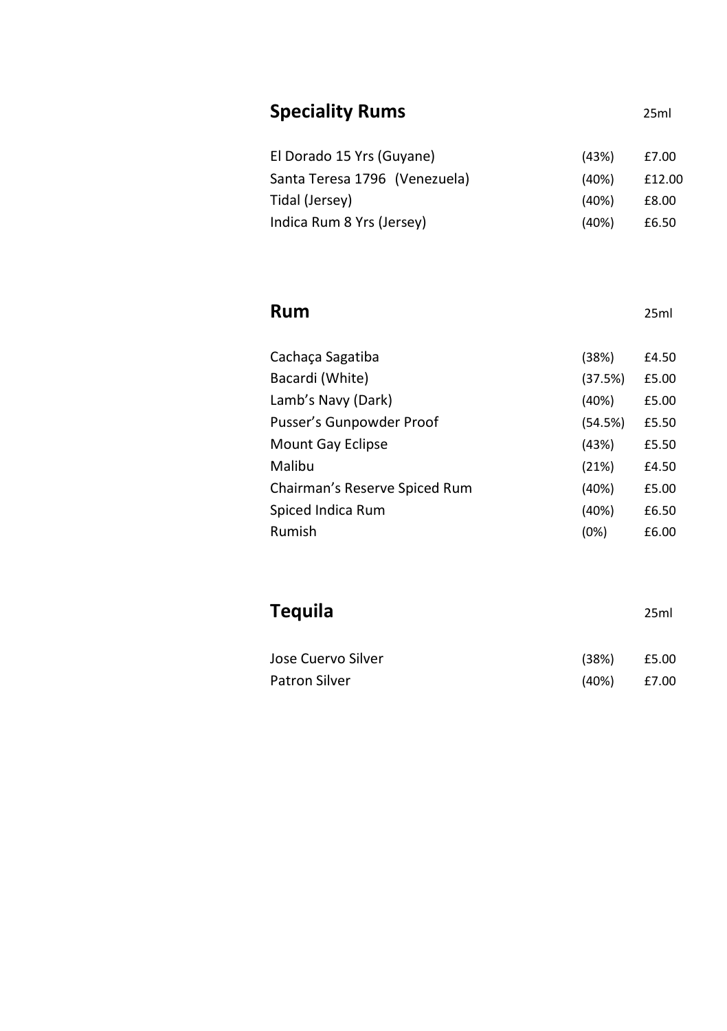## Speciality Rums

| | | 25ml |
|---|---|---|
| El Dorado 15 Yrs (Guyane) | (43%) | £7.00 |
| Santa Teresa 1796 (Venezuela) | (40%) | £12.00 |
| Tidal (Jersey) | (40%) | £8.00 |
| Indica Rum 8 Yrs (Jersey) | (40%) | £6.50 |

## Rum

| | | 25ml |
|---|---|---|
| Cachaça Sagatiba | (38%) | £4.50 |
| Bacardi (White) | (37.5%) | £5.00 |
| Lamb's Navy (Dark) | (40%) | £5.00 |
| Pusser's Gunpowder Proof | (54.5%) | £5.50 |
| Mount Gay Eclipse | (43%) | £5.50 |
| Malibu | (21%) | £4.50 |
| Chairman's Reserve Spiced Rum | (40%) | £5.00 |
| Spiced Indica Rum | (40%) | £6.50 |
| Rumish | (0%) | £6.00 |

## Tequila

| | | 25ml |
|---|---|---|
| Jose Cuervo Silver | (38%) | £5.00 |
| Patron Silver | (40%) | £7.00 |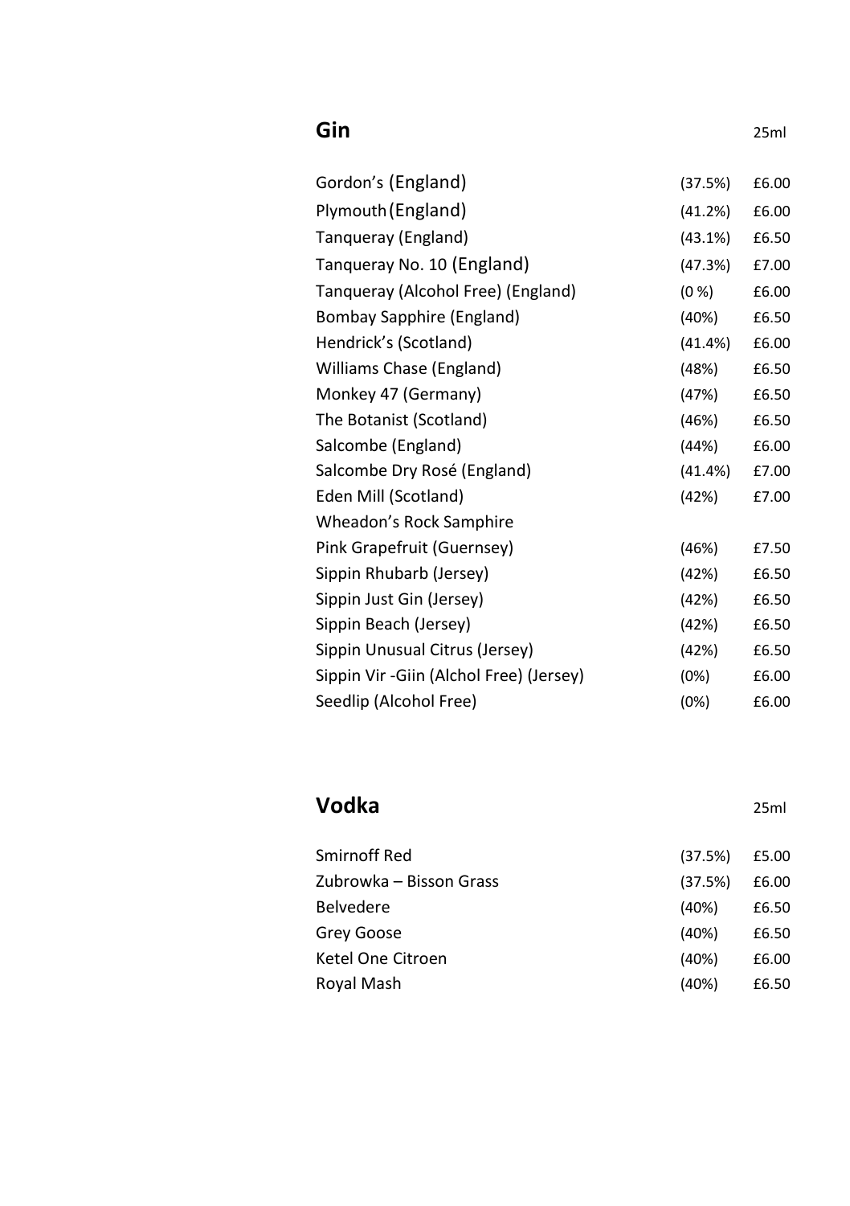## Gin

| | | 25ml |
|---|---|---|
| Gordon's (England) | (37.5%) | £6.00 |
| Plymouth (England) | (41.2%) | £6.00 |
| Tanqueray (England) | (43.1%) | £6.50 |
| Tanqueray No. 10 (England) | (47.3%) | £7.00 |
| Tanqueray (Alcohol Free) (England) | (0 %) | £6.00 |
| Bombay Sapphire (England) | (40%) | £6.50 |
| Hendrick's (Scotland) | (41.4%) | £6.00 |
| Williams Chase (England) | (48%) | £6.50 |
| Monkey 47 (Germany) | (47%) | £6.50 |
| The Botanist (Scotland) | (46%) | £6.50 |
| Salcombe (England) | (44%) | £6.00 |
| Salcombe Dry Rosé (England) | (41.4%) | £7.00 |
| Eden Mill (Scotland) | (42%) | £7.00 |
| Wheadon's Rock Samphire Pink Grapefruit (Guernsey) | (46%) | £7.50 |
| Sippin Rhubarb (Jersey) | (42%) | £6.50 |
| Sippin Just Gin (Jersey) | (42%) | £6.50 |
| Sippin Beach (Jersey) | (42%) | £6.50 |
| Sippin Unusual Citrus (Jersey) | (42%) | £6.50 |
| Sippin Vir -Giin (Alchol Free) (Jersey) | (0%) | £6.00 |
| Seedlip (Alcohol Free) | (0%) | £6.00 |

## Vodka

| | | 25ml |
|---|---|---|
| Smirnoff Red | (37.5%) | £5.00 |
| Zubrowka – Bisson Grass | (37.5%) | £6.00 |
| Belvedere | (40%) | £6.50 |
| Grey Goose | (40%) | £6.50 |
| Ketel One Citroen | (40%) | £6.00 |
| Royal Mash | (40%) | £6.50 |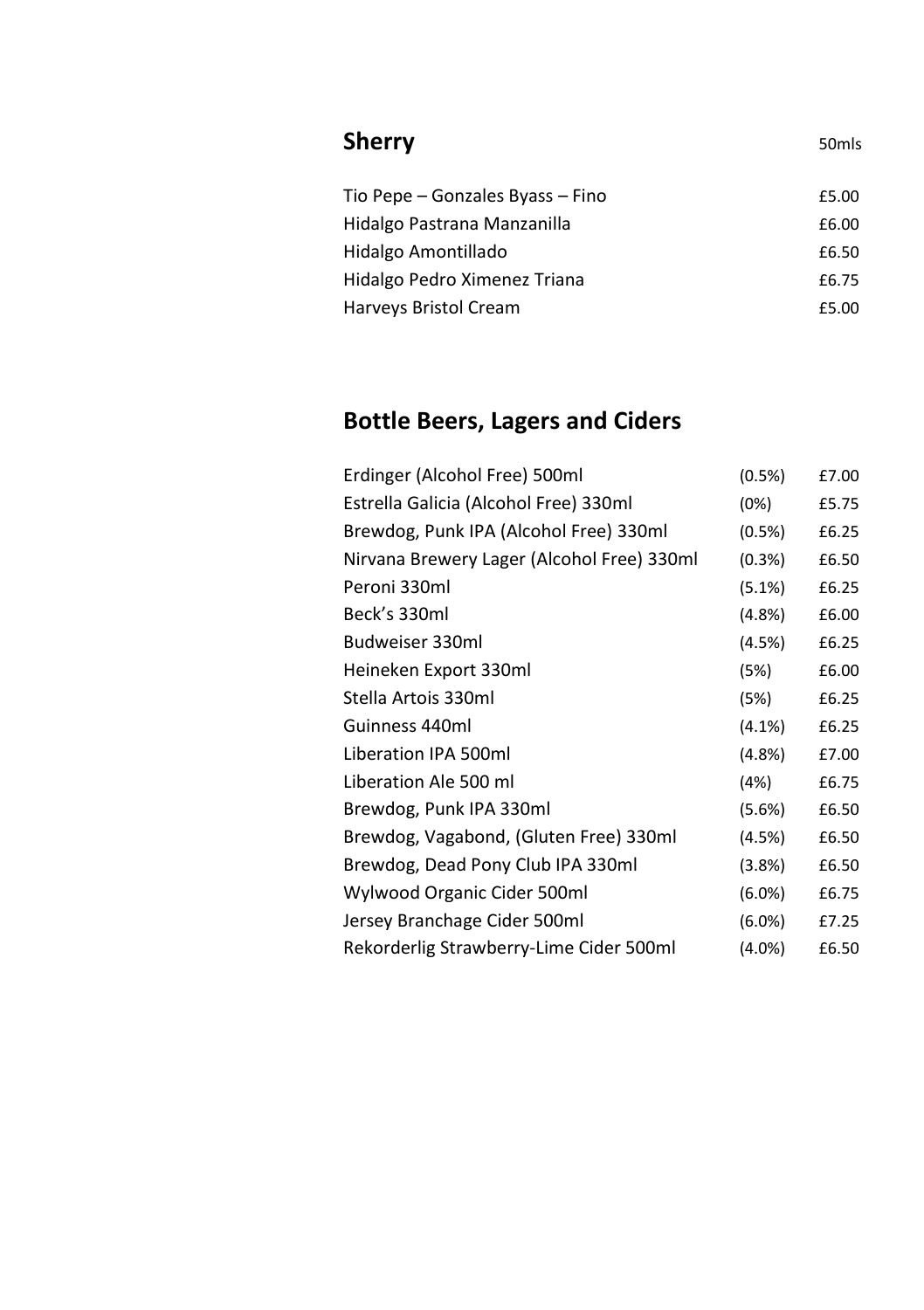## Sherry

| | 50mls |
|---|---|
| Tio Pepe – Gonzales Byass – Fino | £5.00 |
| Hidalgo Pastrana Manzanilla | £6.00 |
| Hidalgo Amontillado | £6.50 |
| Hidalgo Pedro Ximenez Triana | £6.75 |
| Harveys Bristol Cream | £5.00 |

## Bottle Beers, Lagers and Ciders

| | | |
|---|---|---|
| Erdinger (Alcohol Free) 500ml | (0.5%) | £7.00 |
| Estrella Galicia (Alcohol Free) 330ml | (0%) | £5.75 |
| Brewdog, Punk IPA (Alcohol Free) 330ml | (0.5%) | £6.25 |
| Nirvana Brewery Lager (Alcohol Free) 330ml | (0.3%) | £6.50 |
| Peroni 330ml | (5.1%) | £6.25 |
| Beck's 330ml | (4.8%) | £6.00 |
| Budweiser 330ml | (4.5%) | £6.25 |
| Heineken Export 330ml | (5%) | £6.00 |
| Stella Artois 330ml | (5%) | £6.25 |
| Guinness 440ml | (4.1%) | £6.25 |
| Liberation IPA 500ml | (4.8%) | £7.00 |
| Liberation Ale 500 ml | (4%) | £6.75 |
| Brewdog, Punk IPA 330ml | (5.6%) | £6.50 |
| Brewdog, Vagabond, (Gluten Free) 330ml | (4.5%) | £6.50 |
| Brewdog, Dead Pony Club IPA 330ml | (3.8%) | £6.50 |
| Wylwood Organic Cider 500ml | (6.0%) | £6.75 |
| Jersey Branchage Cider 500ml | (6.0%) | £7.25 |
| Rekorderlig Strawberry-Lime Cider 500ml | (4.0%) | £6.50 |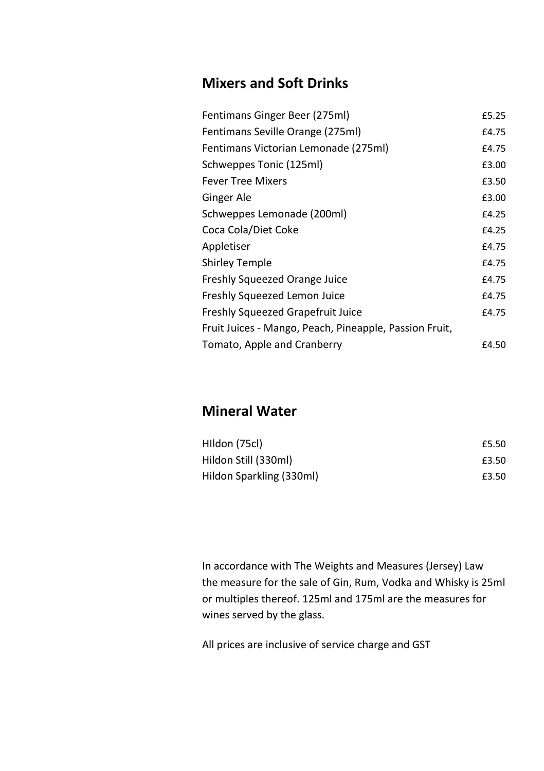## Mixers and Soft Drinks

| | |
|---|---|
| Fentimans Ginger Beer (275ml) | £5.25 |
| Fentimans Seville Orange (275ml) | £4.75 |
| Fentimans Victorian Lemonade (275ml) | £4.75 |
| Schweppes Tonic (125ml) | £3.00 |
| Fever Tree Mixers | £3.50 |
| Ginger Ale | £3.00 |
| Schweppes Lemonade (200ml) | £4.25 |
| Coca Cola/Diet Coke | £4.25 |
| Appletiser | £4.75 |
| Shirley Temple | £4.75 |
| Freshly Squeezed Orange Juice | £4.75 |
| Freshly Squeezed Lemon Juice | £4.75 |
| Freshly Squeezed Grapefruit Juice | £4.75 |
| Fruit Juices - Mango, Peach, Pineapple, Passion Fruit, Tomato, Apple and Cranberry | £4.50 |

## Mineral Water

| | |
|---|---|
| HIldon (75cl) | £5.50 |
| Hildon Still (330ml) | £3.50 |
| Hildon Sparkling (330ml) | £3.50 |

In accordance with The Weights and Measures (Jersey) Law the measure for the sale of Gin, Rum, Vodka and Whisky is 25ml or multiples thereof. 125ml and 175ml are the measures for wines served by the glass.

All prices are inclusive of service charge and GST